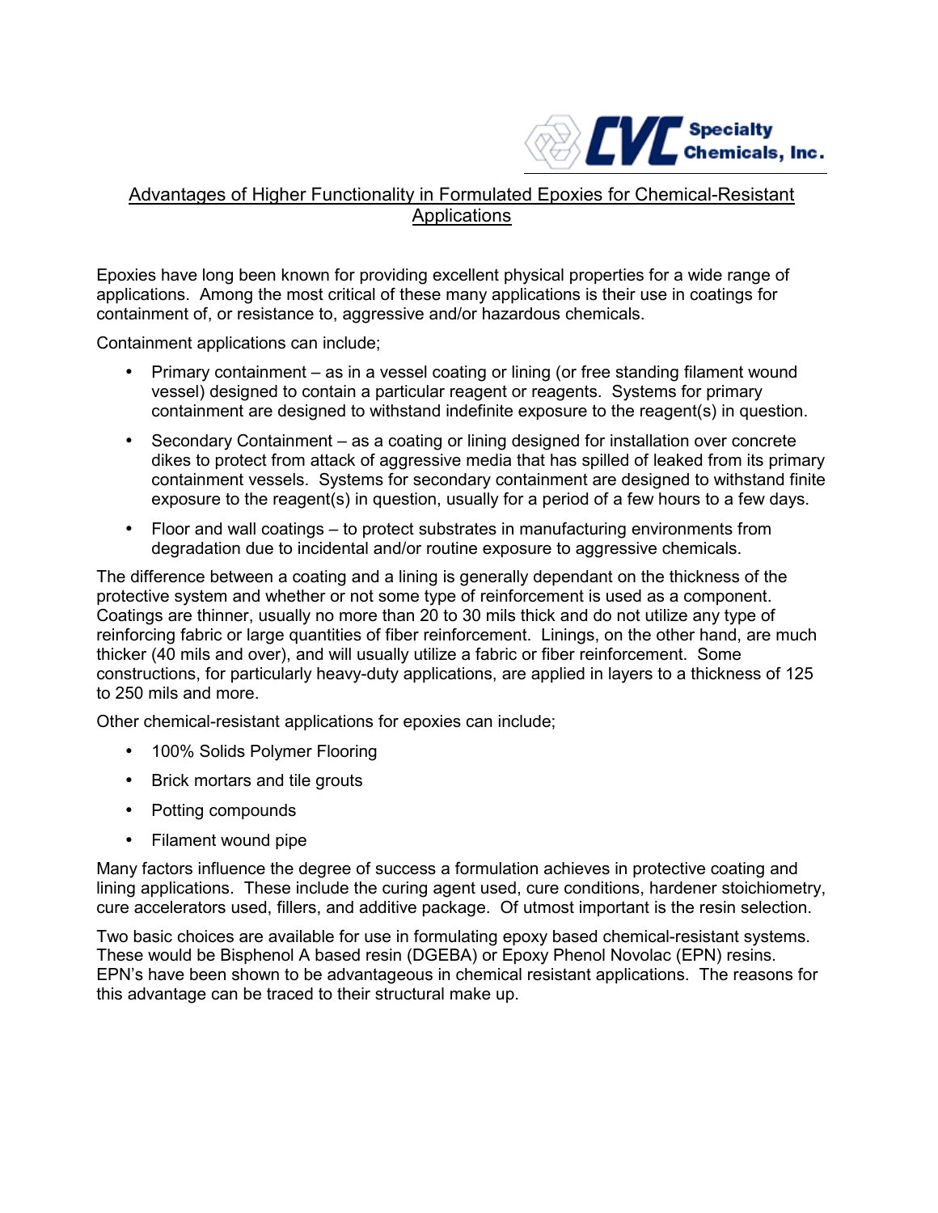CVC Specialty Chemicals, Inc.

# Advantages of Higher Functionality in Formulated Epoxies for Chemical-Resistant Applications

Epoxies have long been known for providing excellent physical properties for a wide range of applications. Among the most critical of these many applications is their use in coatings for containment of, or resistance to, aggressive and/or hazardous chemicals.

Containment applications can include;

- Primary containment – as in a vessel coating or lining (or free standing filament wound vessel) designed to contain a particular reagent or reagents. Systems for primary containment are designed to withstand indefinite exposure to the reagent(s) in question.
- Secondary Containment – as a coating or lining designed for installation over concrete dikes to protect from attack of aggressive media that has spilled of leaked from its primary containment vessels. Systems for secondary containment are designed to withstand finite exposure to the reagent(s) in question, usually for a period of a few hours to a few days.
- Floor and wall coatings – to protect substrates in manufacturing environments from degradation due to incidental and/or routine exposure to aggressive chemicals.

The difference between a coating and a lining is generally dependant on the thickness of the protective system and whether or not some type of reinforcement is used as a component. Coatings are thinner, usually no more than 20 to 30 mils thick and do not utilize any type of reinforcing fabric or large quantities of fiber reinforcement. Linings, on the other hand, are much thicker (40 mils and over), and will usually utilize a fabric or fiber reinforcement. Some constructions, for particularly heavy-duty applications, are applied in layers to a thickness of 125 to 250 mils and more.

Other chemical-resistant applications for epoxies can include;

- 100% Solids Polymer Flooring
- Brick mortars and tile grouts
- Potting compounds
- Filament wound pipe

Many factors influence the degree of success a formulation achieves in protective coating and lining applications. These include the curing agent used, cure conditions, hardener stoichiometry, cure accelerators used, fillers, and additive package. Of utmost important is the resin selection.

Two basic choices are available for use in formulating epoxy based chemical-resistant systems. These would be Bisphenol A based resin (DGEBA) or Epoxy Phenol Novolac (EPN) resins. EPN's have been shown to be advantageous in chemical resistant applications. The reasons for this advantage can be traced to their structural make up.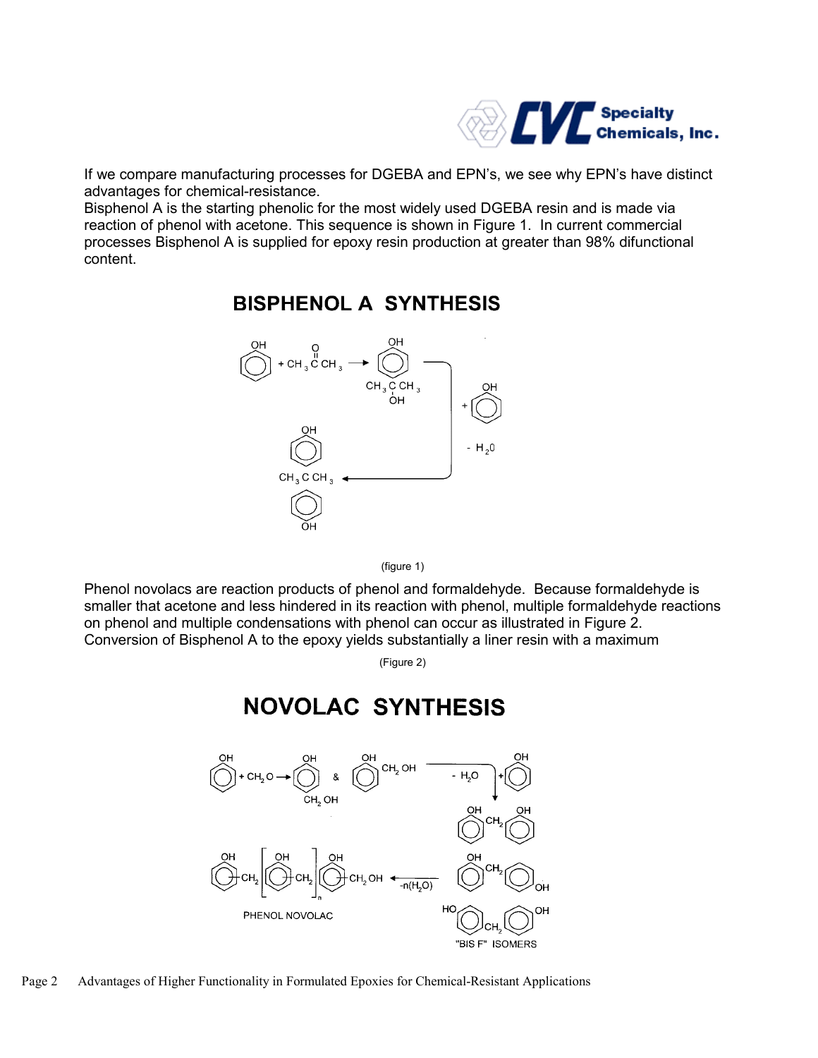If we compare manufacturing processes for DGEBA and EPN's, we see why EPN's have distinct advantages for chemical-resistance.
Bisphenol A is the starting phenolic for the most widely used DGEBA resin and is made via reaction of phenol with acetone. This sequence is shown in Figure 1. In current commercial processes Bisphenol A is supplied for epoxy resin production at greater than 98% difunctional content.

## BISPHENOL A SYNTHESIS

OH

+ $CH_3\overset{O}{\overset{\|}{C}}CH_3$ →

OH

$CH_3\underset{OH}{C}CH_3$

OH

+

- $H_2O$

OH

$CH_3CCH_3$

OH

(figure 1)

Phenol novolacs are reaction products of phenol and formaldehyde. Because formaldehyde is smaller that acetone and less hindered in its reaction with phenol, multiple formaldehyde reactions on phenol and multiple condensations with phenol can occur as illustrated in Figure 2.
Conversion of Bisphenol A to the epoxy yields substantially a liner resin with a maximum

(Figure 2)

## NOVOLAC SYNTHESIS

OH + $CH_2O$ → OH $CH_2OH$ & OH $CH_2OH$

- $H_2O$ + OH

OH $CH_2$ OH

OH $CH_2$ OH

HO $CH_2$ OH

"BIS F" ISOMERS

-n($H_2O$)

OH $CH_2$ [OH $CH_2$]$_n$ OH $CH_2OH$

PHENOL NOVOLAC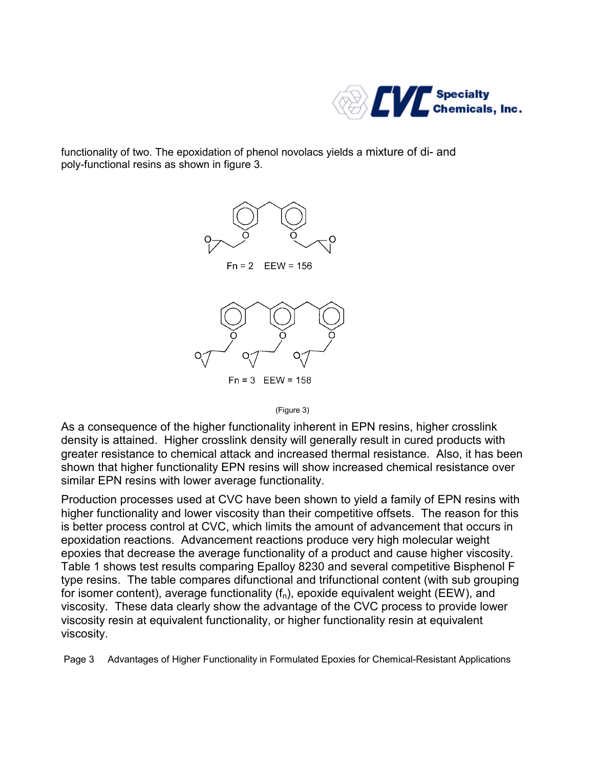functionality of two. The epoxidation of phenol novolacs yields a mixture of di- and poly-functional resins as shown in figure 3.

Fn = 2  EEW = 156

Fn = 3  EEW = 158

(Figure 3)

As a consequence of the higher functionality inherent in EPN resins, higher crosslink density is attained. Higher crosslink density will generally result in cured products with greater resistance to chemical attack and increased thermal resistance. Also, it has been shown that higher functionality EPN resins will show increased chemical resistance over similar EPN resins with lower average functionality.

Production processes used at CVC have been shown to yield a family of EPN resins with higher functionality and lower viscosity than their competitive offsets. The reason for this is better process control at CVC, which limits the amount of advancement that occurs in epoxidation reactions. Advancement reactions produce very high molecular weight epoxies that decrease the average functionality of a product and cause higher viscosity. Table 1 shows test results comparing Epalloy 8230 and several competitive Bisphenol F type resins. The table compares difunctional and trifunctional content (with sub grouping for isomer content), average functionality ($f_n$), epoxide equivalent weight (EEW), and viscosity. These data clearly show the advantage of the CVC process to provide lower viscosity resin at equivalent functionality, or higher functionality resin at equivalent viscosity.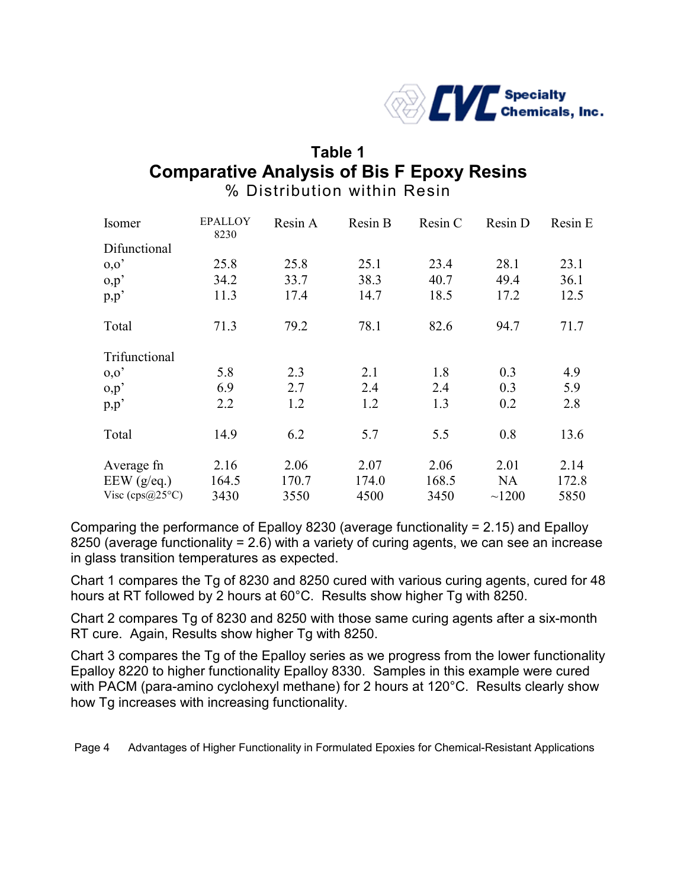# Table 1

## Comparative Analysis of Bis F Epoxy Resins

% Distribution within Resin

| Isomer | EPALLOY 8230 | Resin A | Resin B | Resin C | Resin D | Resin E |
|---|---|---|---|---|---|---|
| Difunctional | | | | | | |
| o,o’ | 25.8 | 25.8 | 25.1 | 23.4 | 28.1 | 23.1 |
| o,p’ | 34.2 | 33.7 | 38.3 | 40.7 | 49.4 | 36.1 |
| p,p’ | 11.3 | 17.4 | 14.7 | 18.5 | 17.2 | 12.5 |
| Total | 71.3 | 79.2 | 78.1 | 82.6 | 94.7 | 71.7 |
| Trifunctional | | | | | | |
| o,o’ | 5.8 | 2.3 | 2.1 | 1.8 | 0.3 | 4.9 |
| o,p’ | 6.9 | 2.7 | 2.4 | 2.4 | 0.3 | 5.9 |
| p,p’ | 2.2 | 1.2 | 1.2 | 1.3 | 0.2 | 2.8 |
| Total | 14.9 | 6.2 | 5.7 | 5.5 | 0.8 | 13.6 |
| Average fn | 2.16 | 2.06 | 2.07 | 2.06 | 2.01 | 2.14 |
| EEW (g/eq.) | 164.5 | 170.7 | 174.0 | 168.5 | NA | 172.8 |
| Visc (cps@25°C) | 3430 | 3550 | 4500 | 3450 | ~1200 | 5850 |

Comparing the performance of Epalloy 8230 (average functionality = 2.15) and Epalloy 8250 (average functionality = 2.6) with a variety of curing agents, we can see an increase in glass transition temperatures as expected.

Chart 1 compares the Tg of 8230 and 8250 cured with various curing agents, cured for 48 hours at RT followed by 2 hours at 60°C. Results show higher Tg with 8250.

Chart 2 compares Tg of 8230 and 8250 with those same curing agents after a six-month RT cure. Again, Results show higher Tg with 8250.

Chart 3 compares the Tg of the Epalloy series as we progress from the lower functionality Epalloy 8220 to higher functionality Epalloy 8330. Samples in this example were cured with PACM (para-amino cyclohexyl methane) for 2 hours at 120°C. Results clearly show how Tg increases with increasing functionality.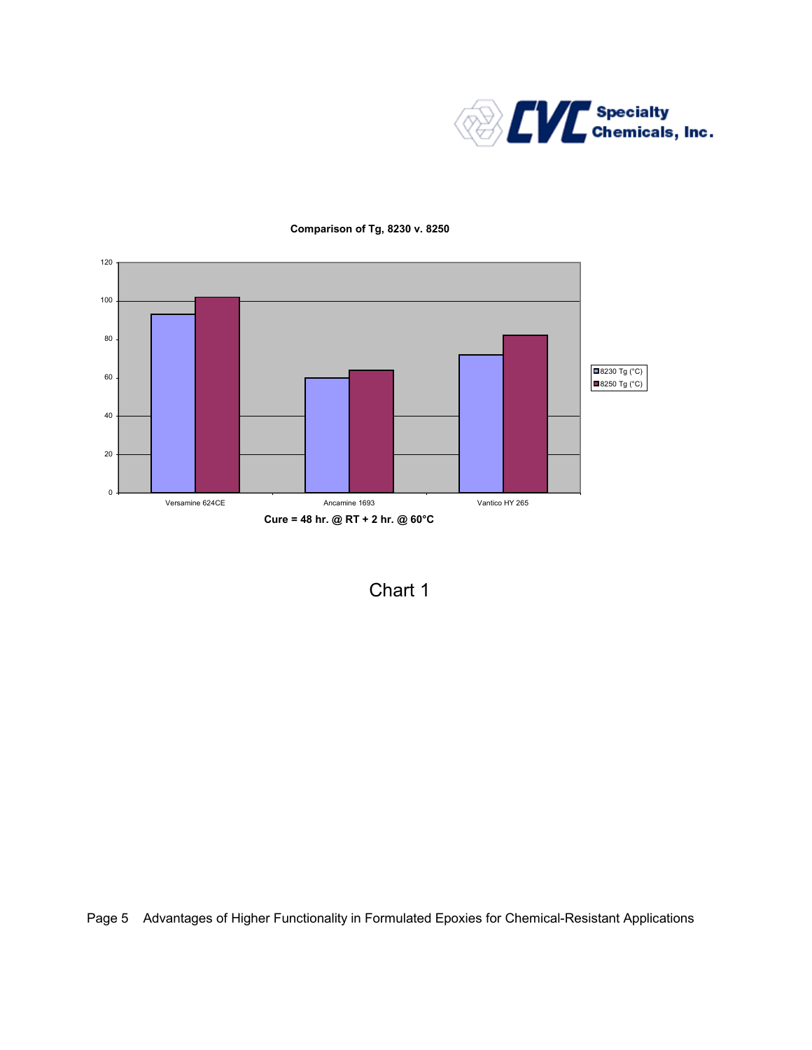Comparison of Tg, 8230 v. 8250

120
100
80
60
40
20
0

Versamine 624CE
Ancamine 1693
Vantico HY 265

8230 Tg (°C)
8250 Tg (°C)

Cure = 48 hr. @ RT + 2 hr. @ 60°C

Chart 1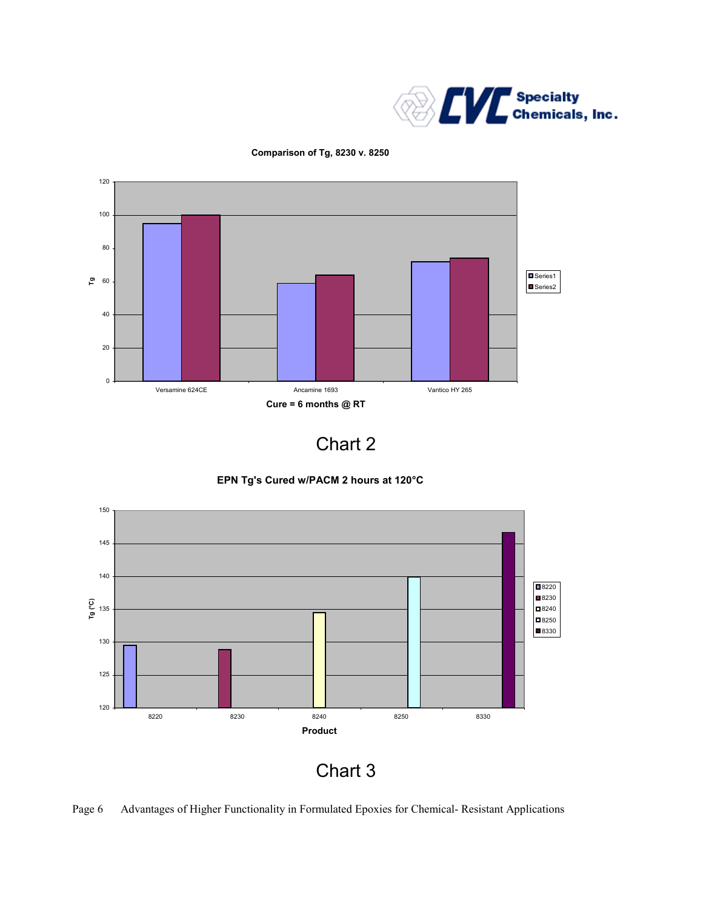Comparison of Tg, 8230 v. 8250

Tg

0
20
40
60
80
100
120

Versamine 624CE
Ancamine 1693
Vantico HY 265

Series1
Series2

Cure = 6 months @ RT

Chart 2

EPN Tg's Cured w/PACM 2 hours at 120°C

Tg (°C)

120
125
130
135
140
145
150

8220
8230
8240
8250
8330

Product

8220
8230
8240
8250
8330

Chart 3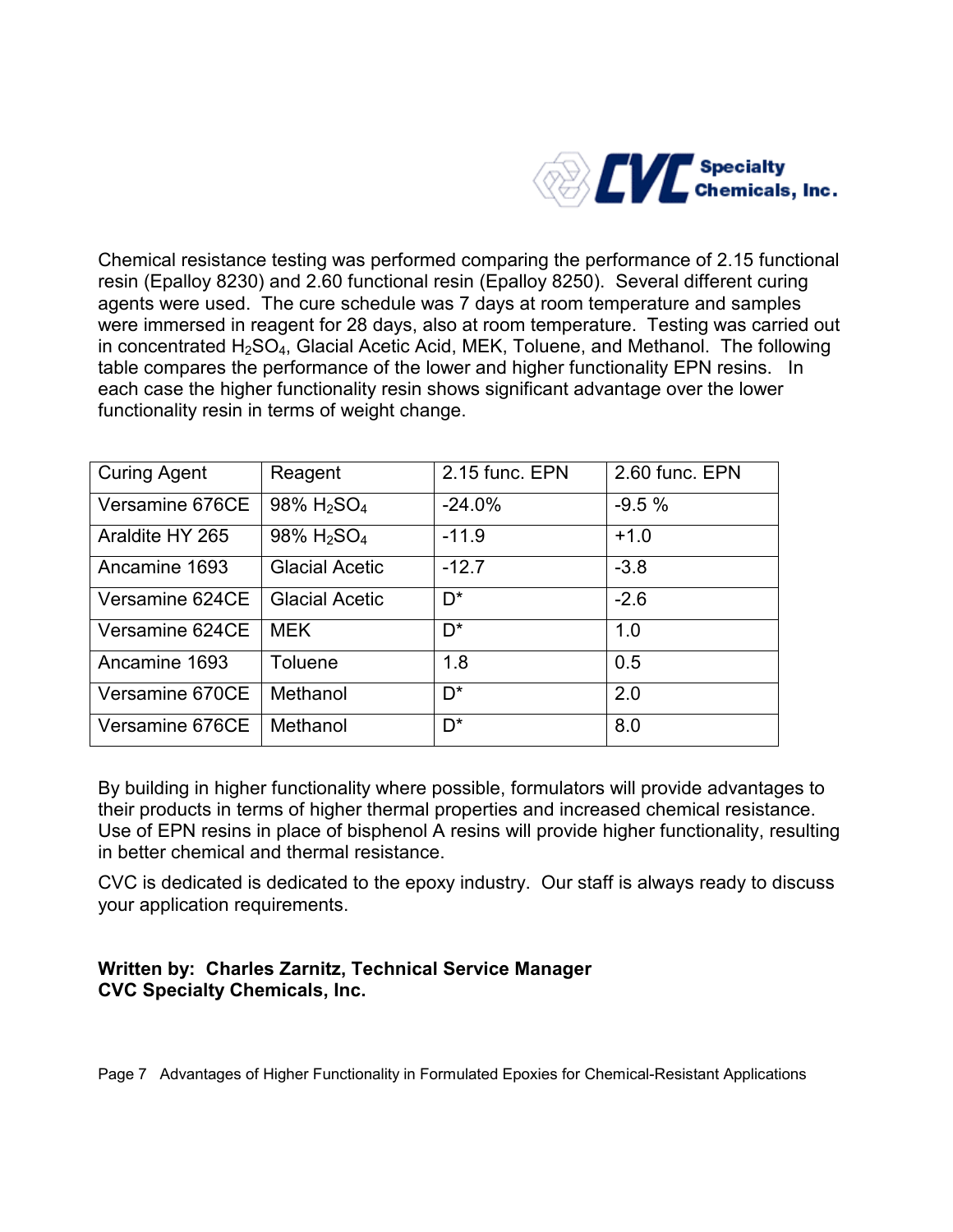Chemical resistance testing was performed comparing the performance of 2.15 functional resin (Epalloy 8230) and 2.60 functional resin (Epalloy 8250). Several different curing agents were used. The cure schedule was 7 days at room temperature and samples were immersed in reagent for 28 days, also at room temperature. Testing was carried out in concentrated $H_2SO_4$, Glacial Acetic Acid, MEK, Toluene, and Methanol. The following table compares the performance of the lower and higher functionality EPN resins. In each case the higher functionality resin shows significant advantage over the lower functionality resin in terms of weight change.

| Curing Agent | Reagent | 2.15 func. EPN | 2.60 func. EPN |
|---|---|---|---|
| Versamine 676CE | 98% $H_2SO_4$ | -24.0% | -9.5 % |
| Araldite HY 265 | 98% $H_2SO_4$ | -11.9 | +1.0 |
| Ancamine 1693 | Glacial Acetic | -12.7 | -3.8 |
| Versamine 624CE | Glacial Acetic | D* | -2.6 |
| Versamine 624CE | MEK | D* | 1.0 |
| Ancamine 1693 | Toluene | 1.8 | 0.5 |
| Versamine 670CE | Methanol | D* | 2.0 |
| Versamine 676CE | Methanol | D* | 8.0 |

By building in higher functionality where possible, formulators will provide advantages to their products in terms of higher thermal properties and increased chemical resistance. Use of EPN resins in place of bisphenol A resins will provide higher functionality, resulting in better chemical and thermal resistance.

CVC is dedicated is dedicated to the epoxy industry. Our staff is always ready to discuss your application requirements.

**Written by: Charles Zarnitz, Technical Service Manager**
**CVC Specialty Chemicals, Inc.**